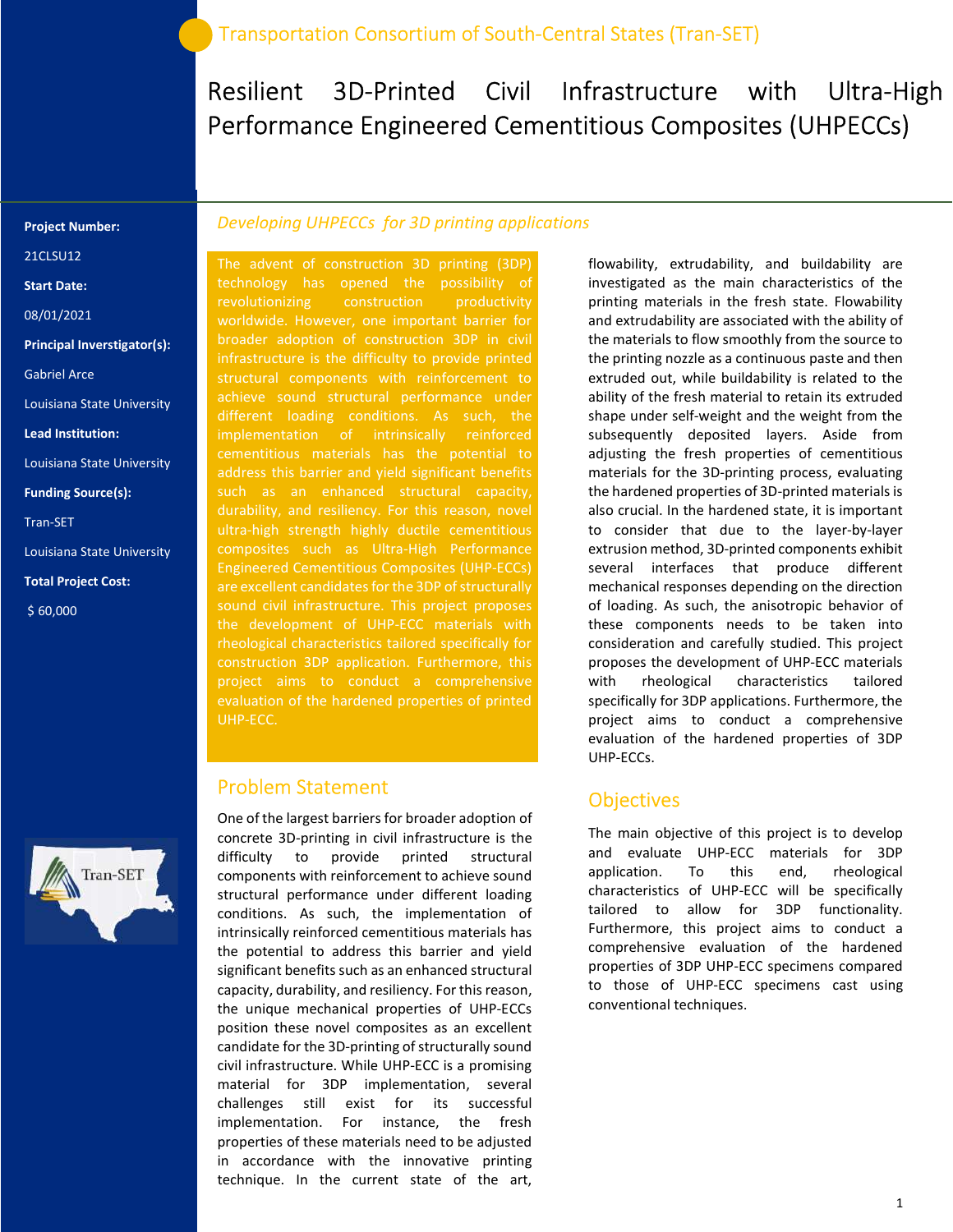Transportation Consortium of South-Central States (Tran-SET)

# Resilient 3D-Printed Civil Infrastructure with Ultra-High Performance Engineered Cementitious Composites (UHPECCs)

**Project Number:**

21CLSU12

**Start Date:**

08/01/2021

**Principal Inverstigator(s):**

Gabriel Arce

Louisiana State University

**Lead Institution:**

Louisiana State University

**Funding Source(s):**

Tran-SET

Louisiana State University

**Total Project Cost:**

$ 60,000

## *Developing UHPECCs for 3D printing applications*

The advent of construction 3D printing (3DP) technology has opened the possibility of revolutionizing construction productivity worldwide. However, one important barrier for broader adoption of construction 3DP in civil infrastructure is the difficulty to provide printed structural components with reinforcement to achieve sound structural performance under different loading conditions. As such, the implementation of intrinsically reinforced cementitious materials has the potential to address this barrier and yield significant benefits such as an enhanced structural capacity, durability, and resiliency. For this reason, novel ultra-high strength highly ductile cementitious composites such as Ultra-High Performance Engineered Cementitious Composites (UHP-ECCs) are excellent candidates for the 3DP of structurally sound civil infrastructure. This project proposes the development of UHP-ECC materials with rheological characteristics tailored specifically for construction 3DP application. Furthermore, this project aims to conduct a comprehensive evaluation of the hardened properties of printed UHP-ECC.

## Problem Statement

One of the largest barriers for broader adoption of concrete 3D-printing in civil infrastructure is the difficulty to provide printed structural components with reinforcement to achieve sound structural performance under different loading conditions. As such, the implementation of intrinsically reinforced cementitious materials has the potential to address this barrier and yield significant benefits such as an enhanced structural capacity, durability, and resiliency. For this reason, the unique mechanical properties of UHP-ECCs position these novel composites as an excellent candidate for the 3D-printing of structurally sound civil infrastructure. While UHP-ECC is a promising material for 3DP implementation, several challenges still exist for its successful implementation. For instance, the fresh properties of these materials need to be adjusted in accordance with the innovative printing technique. In the current state of the art, flowability, extrudability, and buildability are investigated as the main characteristics of the printing materials in the fresh state. Flowability and extrudability are associated with the ability of the materials to flow smoothly from the source to the printing nozzle as a continuous paste and then extruded out, while buildability is related to the ability of the fresh material to retain its extruded shape under self-weight and the weight from the subsequently deposited layers. Aside from adjusting the fresh properties of cementitious materials for the 3D-printing process, evaluating the hardened properties of 3D-printed materials is also crucial. In the hardened state, it is important to consider that due to the layer-by-layer extrusion method, 3D-printed components exhibit several interfaces that produce different mechanical responses depending on the direction of loading. As such, the anisotropic behavior of these components needs to be taken into consideration and carefully studied. This project proposes the development of UHP-ECC materials with rheological characteristics tailored specifically for 3DP applications. Furthermore, the project aims to conduct a comprehensive evaluation of the hardened properties of 3DP UHP-ECCs.

## Objectives

The main objective of this project is to develop and evaluate UHP-ECC materials for 3DP application. To this end, rheological characteristics of UHP-ECC will be specifically tailored to allow for 3DP functionality. Furthermore, this project aims to conduct a comprehensive evaluation of the hardened properties of 3DP UHP-ECC specimens compared to those of UHP-ECC specimens cast using conventional techniques.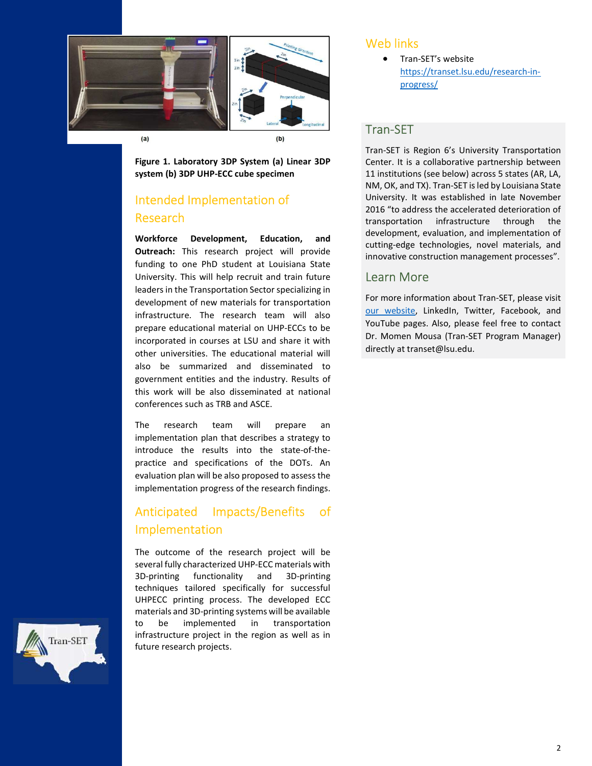**Figure 1. Laboratory 3DP System (a) Linear 3DP system (b) 3DP UHP-ECC cube specimen**

## Intended Implementation of Research

**Workforce Development, Education, and Outreach:** This research project will provide funding to one PhD student at Louisiana State University. This will help recruit and train future leaders in the Transportation Sector specializing in development of new materials for transportation infrastructure. The research team will also prepare educational material on UHP-ECCs to be incorporated in courses at LSU and share it with other universities. The educational material will also be summarized and disseminated to government entities and the industry. Results of this work will be also disseminated at national conferences such as TRB and ASCE.

The research team will prepare an implementation plan that describes a strategy to introduce the results into the state-of-the-practice and specifications of the DOTs. An evaluation plan will be also proposed to assess the implementation progress of the research findings.

## Anticipated Impacts/Benefits of Implementation

The outcome of the research project will be several fully characterized UHP-ECC materials with 3D-printing functionality and 3D-printing techniques tailored specifically for successful UHPECC printing process. The developed ECC materials and 3D-printing systems will be available to be implemented in transportation infrastructure project in the region as well as in future research projects.

## Web links

- Tran-SET's website https://transet.lsu.edu/research-in-progress/

## Tran-SET

Tran-SET is Region 6's University Transportation Center. It is a collaborative partnership between 11 institutions (see below) across 5 states (AR, LA, NM, OK, and TX). Tran-SET is led by Louisiana State University. It was established in late November 2016 "to address the accelerated deterioration of transportation infrastructure through the development, evaluation, and implementation of cutting-edge technologies, novel materials, and innovative construction management processes".

## Learn More

For more information about Tran-SET, please visit our website, LinkedIn, Twitter, Facebook, and YouTube pages. Also, please feel free to contact Dr. Momen Mousa (Tran-SET Program Manager) directly at transet@lsu.edu.